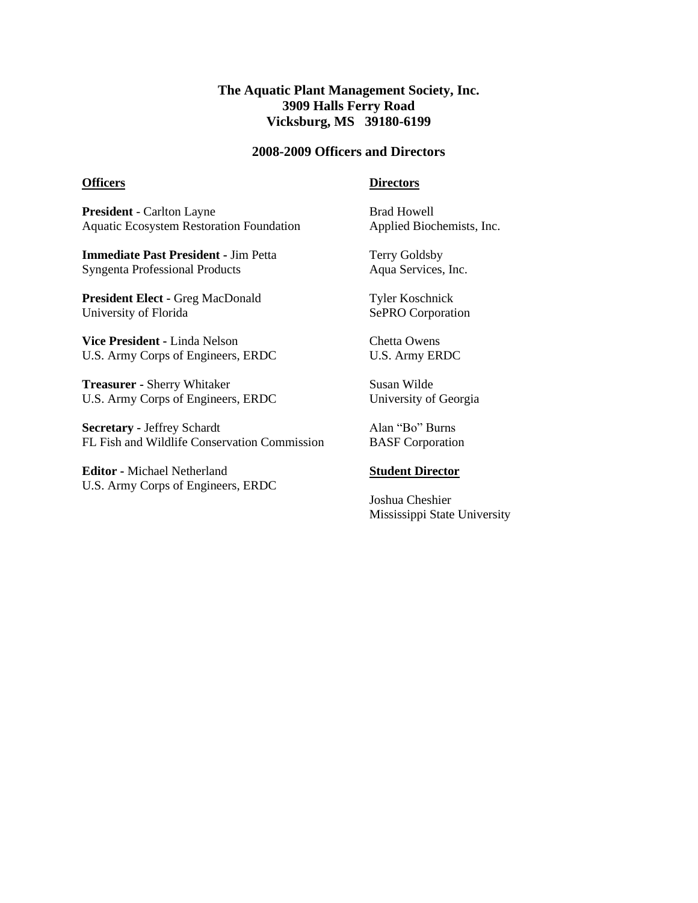# The Aquatic Plant Management Society, Inc.
**3909 Halls Ferry Road**
**Vicksburg, MS 39180-6199**

## 2008-2009 Officers and Directors

### Officers

**President** - Carlton Layne
Aquatic Ecosystem Restoration Foundation

**Immediate Past President** - Jim Petta
Syngenta Professional Products

**President Elect** - Greg MacDonald
University of Florida

**Vice President** - Linda Nelson
U.S. Army Corps of Engineers, ERDC

**Treasurer** - Sherry Whitaker
U.S. Army Corps of Engineers, ERDC

**Secretary** - Jeffrey Schardt
FL Fish and Wildlife Conservation Commission

**Editor** - Michael Netherland
U.S. Army Corps of Engineers, ERDC

### Directors

Brad Howell
Applied Biochemists, Inc.

Terry Goldsby
Aqua Services, Inc.

Tyler Koschnick
SePRO Corporation

Chetta Owens
U.S. Army ERDC

Susan Wilde
University of Georgia

Alan "Bo" Burns
BASF Corporation

### Student Director

Joshua Cheshier
Mississippi State University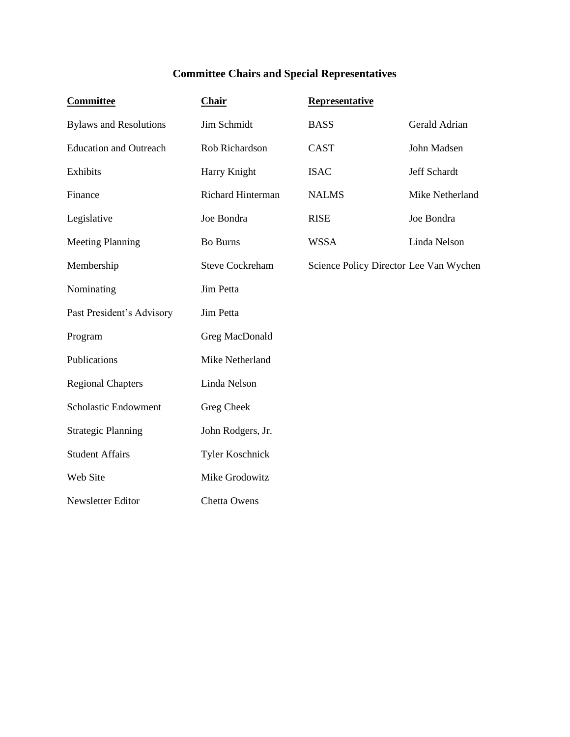## Committee Chairs and Special Representatives

| Committee | Chair | Representative | |
|---|---|---|---|
| Bylaws and Resolutions | Jim Schmidt | BASS | Gerald Adrian |
| Education and Outreach | Rob Richardson | CAST | John Madsen |
| Exhibits | Harry Knight | ISAC | Jeff Schardt |
| Finance | Richard Hinterman | NALMS | Mike Netherland |
| Legislative | Joe Bondra | RISE | Joe Bondra |
| Meeting Planning | Bo Burns | WSSA | Linda Nelson |
| Membership | Steve Cockreham | Science Policy Director | Lee Van Wychen |
| Nominating | Jim Petta | | |
| Past President's Advisory | Jim Petta | | |
| Program | Greg MacDonald | | |
| Publications | Mike Netherland | | |
| Regional Chapters | Linda Nelson | | |
| Scholastic Endowment | Greg Cheek | | |
| Strategic Planning | John Rodgers, Jr. | | |
| Student Affairs | Tyler Koschnick | | |
| Web Site | Mike Grodowitz | | |
| Newsletter Editor | Chetta Owens | | |